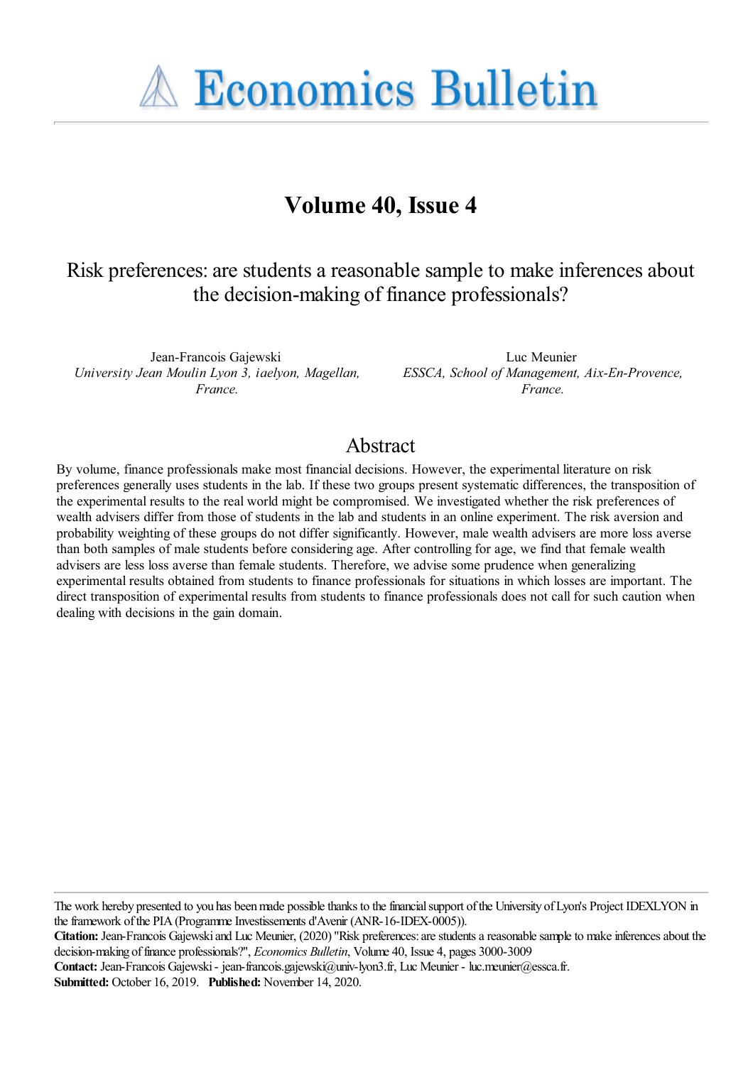# Economics Bulletin

## Volume 40, Issue 4

### Risk preferences: are students a reasonable sample to make inferences about the decision-making of finance professionals?

Jean-Francois Gajewski
*University Jean Moulin Lyon 3, iaelyon, Magellan, France.*

Luc Meunier
*ESSCA, School of Management, Aix-En-Provence, France.*

## Abstract

By volume, finance professionals make most financial decisions. However, the experimental literature on risk preferences generally uses students in the lab. If these two groups present systematic differences, the transposition of the experimental results to the real world might be compromised. We investigated whether the risk preferences of wealth advisers differ from those of students in the lab and students in an online experiment. The risk aversion and probability weighting of these groups do not differ significantly. However, male wealth advisers are more loss averse than both samples of male students before considering age. After controlling for age, we find that female wealth advisers are less loss averse than female students. Therefore, we advise some prudence when generalizing experimental results obtained from students to finance professionals for situations in which losses are important. The direct transposition of experimental results from students to finance professionals does not call for such caution when dealing with decisions in the gain domain.

The work hereby presented to you has been made possible thanks to the financial support of the University of Lyon's Project IDEXLYON in the framework of the PIA (Programme Investissements d'Avenir (ANR-16-IDEX-0005)).

**Citation:** Jean-Francois Gajewski and Luc Meunier, (2020) "Risk preferences: are students a reasonable sample to make inferences about the decision-making of finance professionals?", *Economics Bulletin*, Volume 40, Issue 4, pages 3000-3009

**Contact:** Jean-Francois Gajewski - jean-francois.gajewski@univ-lyon3.fr, Luc Meunier - luc.meunier@essca.fr.

**Submitted:** October 16, 2019. **Published:** November 14, 2020.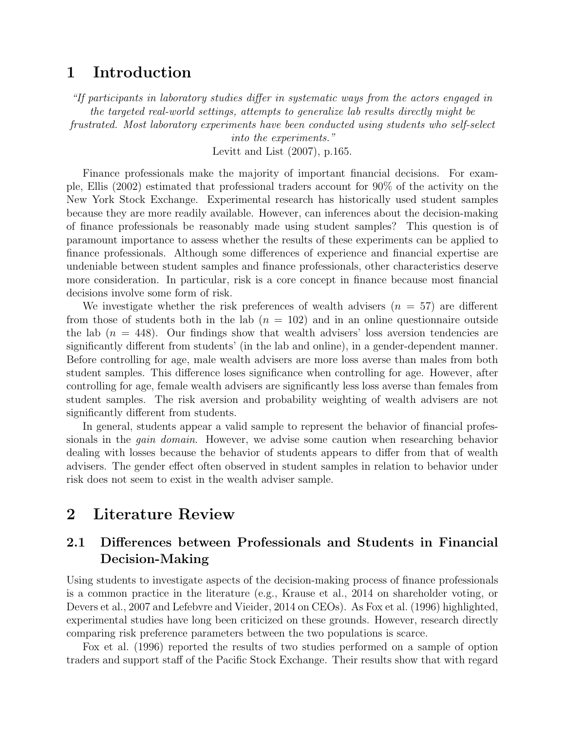# 1 Introduction

*"If participants in laboratory studies differ in systematic ways from the actors engaged in the targeted real-world settings, attempts to generalize lab results directly might be frustrated. Most laboratory experiments have been conducted using students who self-select into the experiments."*

Levitt and List (2007), p.165.

Finance professionals make the majority of important financial decisions. For example, Ellis (2002) estimated that professional traders account for 90% of the activity on the New York Stock Exchange. Experimental research has historically used student samples because they are more readily available. However, can inferences about the decision-making of finance professionals be reasonably made using student samples? This question is of paramount importance to assess whether the results of these experiments can be applied to finance professionals. Although some differences of experience and financial expertise are undeniable between student samples and finance professionals, other characteristics deserve more consideration. In particular, risk is a core concept in finance because most financial decisions involve some form of risk.

We investigate whether the risk preferences of wealth advisers ($n = 57$) are different from those of students both in the lab ($n = 102$) and in an online questionnaire outside the lab ($n = 448$). Our findings show that wealth advisers' loss aversion tendencies are significantly different from students' (in the lab and online), in a gender-dependent manner. Before controlling for age, male wealth advisers are more loss averse than males from both student samples. This difference loses significance when controlling for age. However, after controlling for age, female wealth advisers are significantly less loss averse than females from student samples. The risk aversion and probability weighting of wealth advisers are not significantly different from students.

In general, students appear a valid sample to represent the behavior of financial professionals in the *gain domain*. However, we advise some caution when researching behavior dealing with losses because the behavior of students appears to differ from that of wealth advisers. The gender effect often observed in student samples in relation to behavior under risk does not seem to exist in the wealth adviser sample.

# 2 Literature Review

## 2.1 Differences between Professionals and Students in Financial Decision-Making

Using students to investigate aspects of the decision-making process of finance professionals is a common practice in the literature (e.g., Krause et al., 2014 on shareholder voting, or Devers et al., 2007 and Lefebvre and Vieider, 2014 on CEOs). As Fox et al. (1996) highlighted, experimental studies have long been criticized on these grounds. However, research directly comparing risk preference parameters between the two populations is scarce.

Fox et al. (1996) reported the results of two studies performed on a sample of option traders and support staff of the Pacific Stock Exchange. Their results show that with regard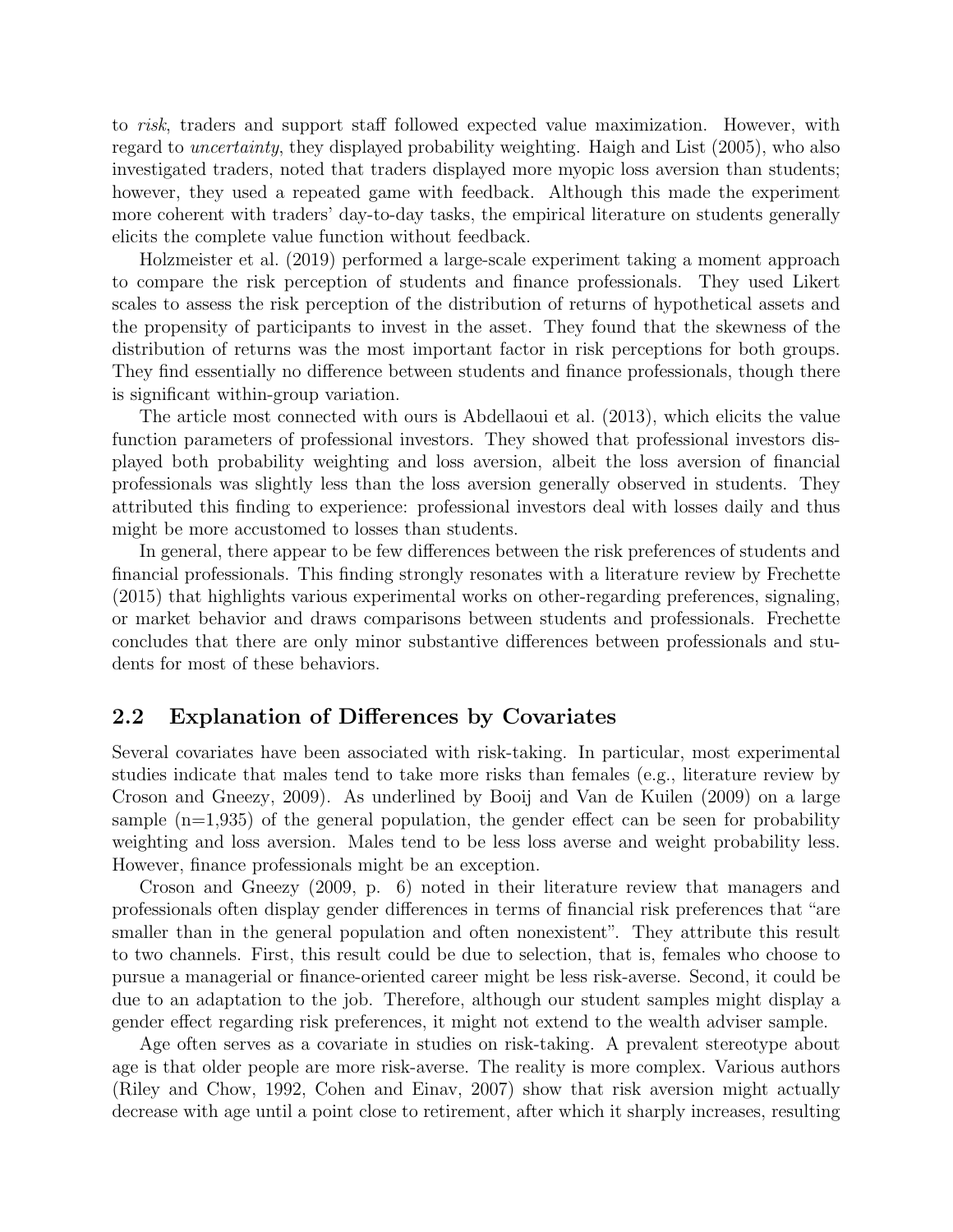to *risk*, traders and support staff followed expected value maximization. However, with regard to *uncertainty*, they displayed probability weighting. Haigh and List (2005), who also investigated traders, noted that traders displayed more myopic loss aversion than students; however, they used a repeated game with feedback. Although this made the experiment more coherent with traders' day-to-day tasks, the empirical literature on students generally elicits the complete value function without feedback.

Holzmeister et al. (2019) performed a large-scale experiment taking a moment approach to compare the risk perception of students and finance professionals. They used Likert scales to assess the risk perception of the distribution of returns of hypothetical assets and the propensity of participants to invest in the asset. They found that the skewness of the distribution of returns was the most important factor in risk perceptions for both groups. They find essentially no difference between students and finance professionals, though there is significant within-group variation.

The article most connected with ours is Abdellaoui et al. (2013), which elicits the value function parameters of professional investors. They showed that professional investors displayed both probability weighting and loss aversion, albeit the loss aversion of financial professionals was slightly less than the loss aversion generally observed in students. They attributed this finding to experience: professional investors deal with losses daily and thus might be more accustomed to losses than students.

In general, there appear to be few differences between the risk preferences of students and financial professionals. This finding strongly resonates with a literature review by Frechette (2015) that highlights various experimental works on other-regarding preferences, signaling, or market behavior and draws comparisons between students and professionals. Frechette concludes that there are only minor substantive differences between professionals and students for most of these behaviors.

## 2.2 Explanation of Differences by Covariates

Several covariates have been associated with risk-taking. In particular, most experimental studies indicate that males tend to take more risks than females (e.g., literature review by Croson and Gneezy, 2009). As underlined by Booij and Van de Kuilen (2009) on a large sample (n=1,935) of the general population, the gender effect can be seen for probability weighting and loss aversion. Males tend to be less loss averse and weight probability less. However, finance professionals might be an exception.

Croson and Gneezy (2009, p. 6) noted in their literature review that managers and professionals often display gender differences in terms of financial risk preferences that "are smaller than in the general population and often nonexistent". They attribute this result to two channels. First, this result could be due to selection, that is, females who choose to pursue a managerial or finance-oriented career might be less risk-averse. Second, it could be due to an adaptation to the job. Therefore, although our student samples might display a gender effect regarding risk preferences, it might not extend to the wealth adviser sample.

Age often serves as a covariate in studies on risk-taking. A prevalent stereotype about age is that older people are more risk-averse. The reality is more complex. Various authors (Riley and Chow, 1992, Cohen and Einav, 2007) show that risk aversion might actually decrease with age until a point close to retirement, after which it sharply increases, resulting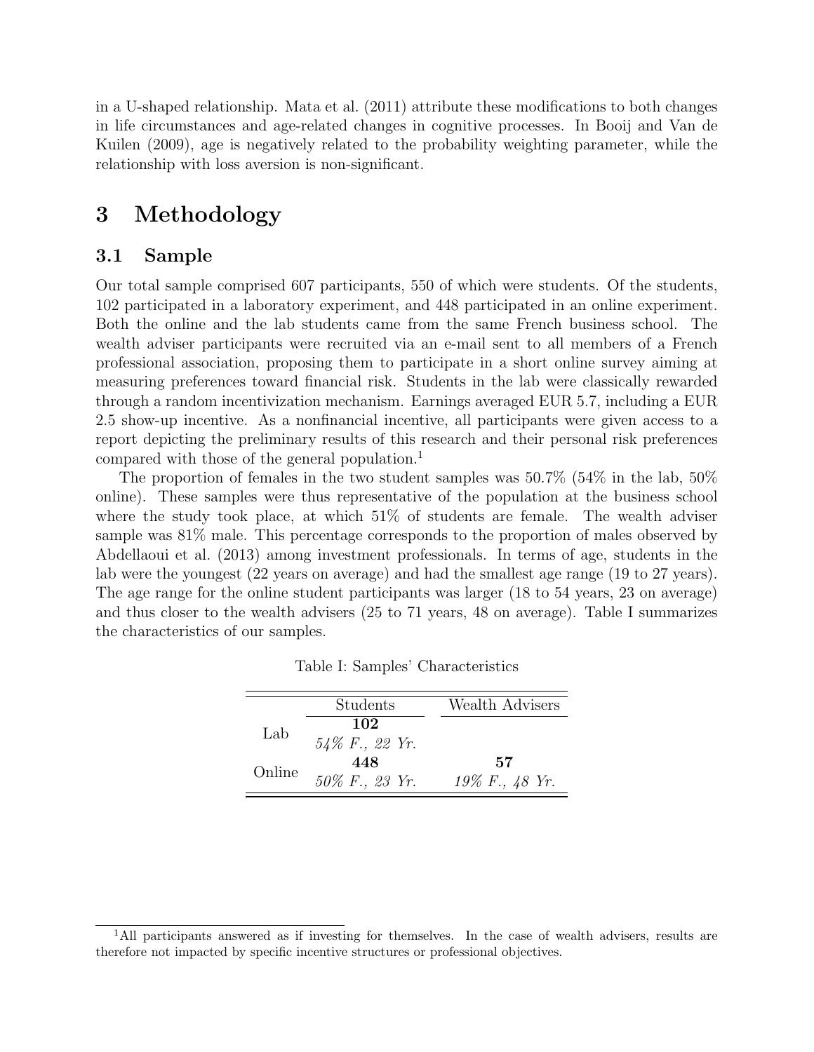in a U-shaped relationship. Mata et al. (2011) attribute these modifications to both changes in life circumstances and age-related changes in cognitive processes. In Booij and Van de Kuilen (2009), age is negatively related to the probability weighting parameter, while the relationship with loss aversion is non-significant.

# 3 Methodology

## 3.1 Sample

Our total sample comprised 607 participants, 550 of which were students. Of the students, 102 participated in a laboratory experiment, and 448 participated in an online experiment. Both the online and the lab students came from the same French business school. The wealth adviser participants were recruited via an e-mail sent to all members of a French professional association, proposing them to participate in a short online survey aiming at measuring preferences toward financial risk. Students in the lab were classically rewarded through a random incentivization mechanism. Earnings averaged EUR 5.7, including a EUR 2.5 show-up incentive. As a nonfinancial incentive, all participants were given access to a report depicting the preliminary results of this research and their personal risk preferences compared with those of the general population.[1]

The proportion of females in the two student samples was 50.7% (54% in the lab, 50% online). These samples were thus representative of the population at the business school where the study took place, at which 51% of students are female. The wealth adviser sample was 81% male. This percentage corresponds to the proportion of males observed by Abdellaoui et al. (2013) among investment professionals. In terms of age, students in the lab were the youngest (22 years on average) and had the smallest age range (19 to 27 years). The age range for the online student participants was larger (18 to 54 years, 23 on average) and thus closer to the wealth advisers (25 to 71 years, 48 on average). Table I summarizes the characteristics of our samples.

Table I: Samples' Characteristics

| | Students | Wealth Advisers |
|---|---|---|
| Lab | **102**<br>*54% F., 22 Yr.* | |
| Online | **448**<br>*50% F., 23 Yr.* | **57**<br>*19% F., 48 Yr.* |

[1] All participants answered as if investing for themselves. In the case of wealth advisers, results are therefore not impacted by specific incentive structures or professional objectives.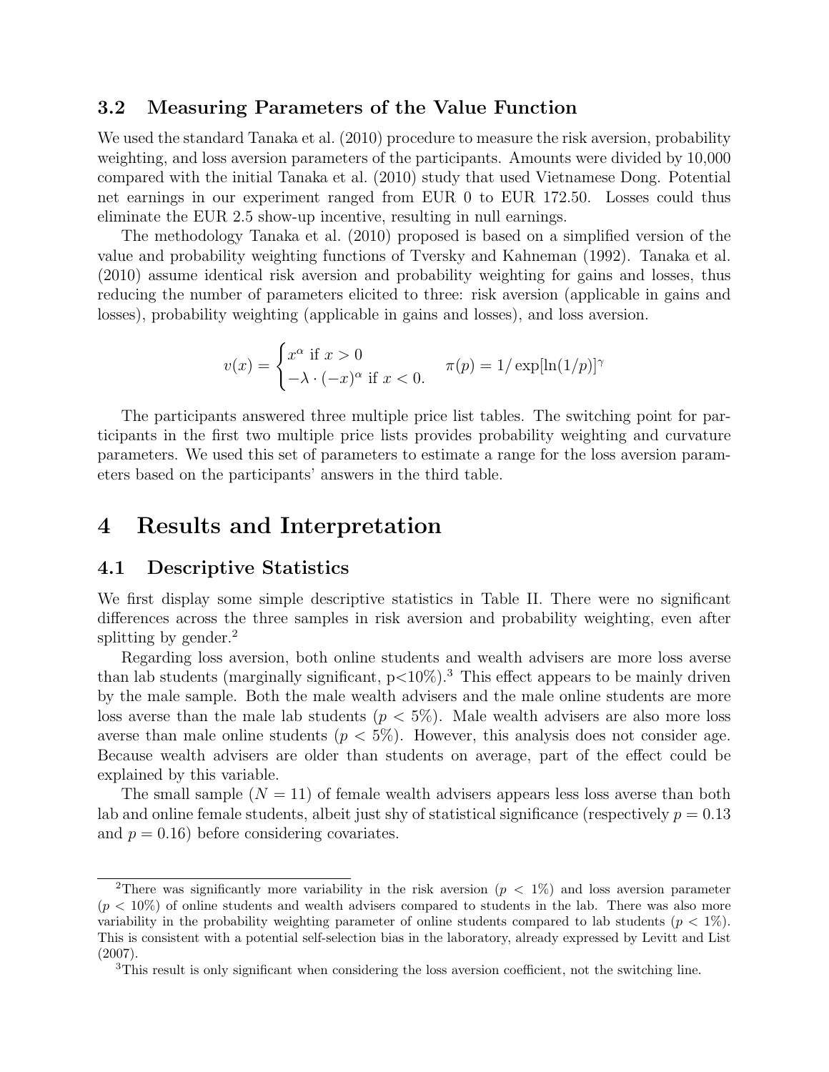### 3.2 Measuring Parameters of the Value Function

We used the standard Tanaka et al. (2010) procedure to measure the risk aversion, probability weighting, and loss aversion parameters of the participants. Amounts were divided by 10,000 compared with the initial Tanaka et al. (2010) study that used Vietnamese Dong. Potential net earnings in our experiment ranged from EUR 0 to EUR 172.50. Losses could thus eliminate the EUR 2.5 show-up incentive, resulting in null earnings.

The methodology Tanaka et al. (2010) proposed is based on a simplified version of the value and probability weighting functions of Tversky and Kahneman (1992). Tanaka et al. (2010) assume identical risk aversion and probability weighting for gains and losses, thus reducing the number of parameters elicited to three: risk aversion (applicable in gains and losses), probability weighting (applicable in gains and losses), and loss aversion.

$$v(x) = \begin{cases} x^{\alpha} \text{ if } x > 0 \\ -\lambda \cdot (-x)^{\alpha} \text{ if } x < 0. \end{cases} \qquad \pi(p) = 1/\exp[\ln(1/p)]^{\gamma}$$

The participants answered three multiple price list tables. The switching point for participants in the first two multiple price lists provides probability weighting and curvature parameters. We used this set of parameters to estimate a range for the loss aversion parameters based on the participants' answers in the third table.

# 4 Results and Interpretation

## 4.1 Descriptive Statistics

We first display some simple descriptive statistics in Table II. There were no significant differences across the three samples in risk aversion and probability weighting, even after splitting by gender.[2]

Regarding loss aversion, both online students and wealth advisers are more loss averse than lab students (marginally significant, p<10%).[3] This effect appears to be mainly driven by the male sample. Both the male wealth advisers and the male online students are more loss averse than the male lab students ($p < 5\%$). Male wealth advisers are also more loss averse than male online students ($p < 5\%$). However, this analysis does not consider age. Because wealth advisers are older than students on average, part of the effect could be explained by this variable.

The small sample ($N = 11$) of female wealth advisers appears less loss averse than both lab and online female students, albeit just shy of statistical significance (respectively $p = 0.13$ and $p = 0.16$) before considering covariates.

[2] There was significantly more variability in the risk aversion ($p < 1\%$) and loss aversion parameter ($p < 10\%$) of online students and wealth advisers compared to students in the lab. There was also more variability in the probability weighting parameter of online students compared to lab students ($p < 1\%$). This is consistent with a potential self-selection bias in the laboratory, already expressed by Levitt and List (2007).

[3] This result is only significant when considering the loss aversion coefficient, not the switching line.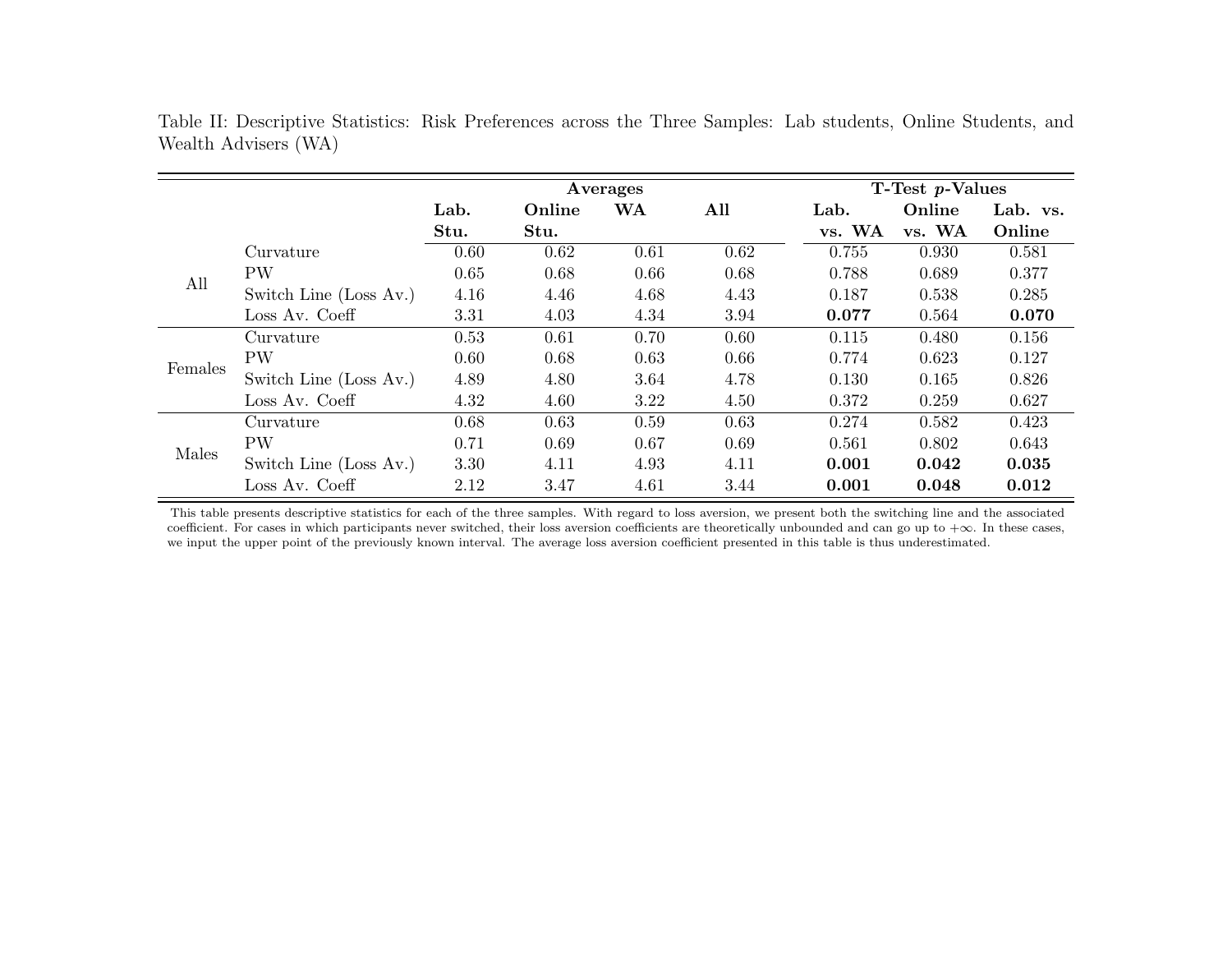Table II: Descriptive Statistics: Risk Preferences across the Three Samples: Lab students, Online Students, and Wealth Advisers (WA)

| | | Averages | | | | T-Test $p$-Values | | |
|---|---|---|---|---|---|---|---|---|
| | | **Lab. Stu.** | **Online Stu.** | **WA** | **All** | **Lab. vs. WA** | **Online vs. WA** | **Lab. vs. Online** |
| All | Curvature | 0.60 | 0.62 | 0.61 | 0.62 | 0.755 | 0.930 | 0.581 |
| | PW | 0.65 | 0.68 | 0.66 | 0.68 | 0.788 | 0.689 | 0.377 |
| | Switch Line (Loss Av.) | 4.16 | 4.46 | 4.68 | 4.43 | 0.187 | 0.538 | 0.285 |
| | Loss Av. Coeff | 3.31 | 4.03 | 4.34 | 3.94 | **0.077** | 0.564 | **0.070** |
| Females | Curvature | 0.53 | 0.61 | 0.70 | 0.60 | 0.115 | 0.480 | 0.156 |
| | PW | 0.60 | 0.68 | 0.63 | 0.66 | 0.774 | 0.623 | 0.127 |
| | Switch Line (Loss Av.) | 4.89 | 4.80 | 3.64 | 4.78 | 0.130 | 0.165 | 0.826 |
| | Loss Av. Coeff | 4.32 | 4.60 | 3.22 | 4.50 | 0.372 | 0.259 | 0.627 |
| Males | Curvature | 0.68 | 0.63 | 0.59 | 0.63 | 0.274 | 0.582 | 0.423 |
| | PW | 0.71 | 0.69 | 0.67 | 0.69 | 0.561 | 0.802 | 0.643 |
| | Switch Line (Loss Av.) | 3.30 | 4.11 | 4.93 | 4.11 | **0.001** | **0.042** | **0.035** |
| | Loss Av. Coeff | 2.12 | 3.47 | 4.61 | 3.44 | **0.001** | **0.048** | **0.012** |

This table presents descriptive statistics for each of the three samples. With regard to loss aversion, we present both the switching line and the associated coefficient. For cases in which participants never switched, their loss aversion coefficients are theoretically unbounded and can go up to $+\infty$. In these cases, we input the upper point of the previously known interval. The average loss aversion coefficient presented in this table is thus underestimated.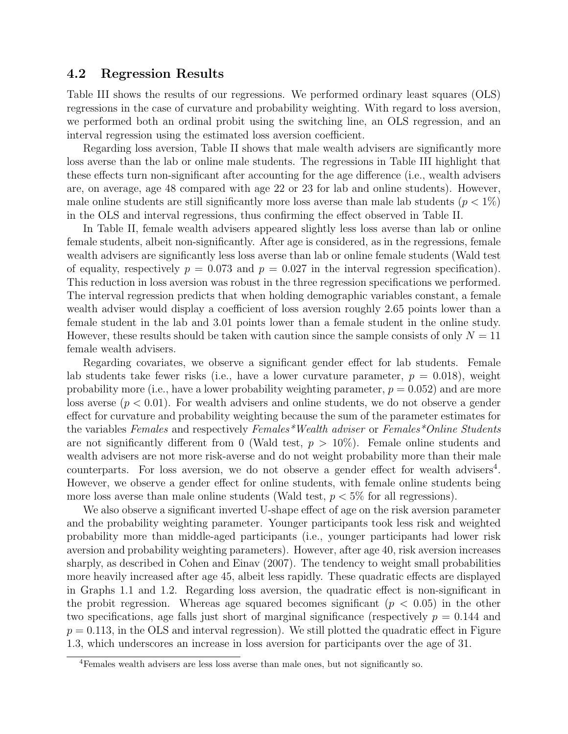## 4.2 Regression Results

Table III shows the results of our regressions. We performed ordinary least squares (OLS) regressions in the case of curvature and probability weighting. With regard to loss aversion, we performed both an ordinal probit using the switching line, an OLS regression, and an interval regression using the estimated loss aversion coefficient.

Regarding loss aversion, Table II shows that male wealth advisers are significantly more loss averse than the lab or online male students. The regressions in Table III highlight that these effects turn non-significant after accounting for the age difference (i.e., wealth advisers are, on average, age 48 compared with age 22 or 23 for lab and online students). However, male online students are still significantly more loss averse than male lab students ($p < 1\%$) in the OLS and interval regressions, thus confirming the effect observed in Table II.

In Table II, female wealth advisers appeared slightly less loss averse than lab or online female students, albeit non-significantly. After age is considered, as in the regressions, female wealth advisers are significantly less loss averse than lab or online female students (Wald test of equality, respectively $p = 0.073$ and $p = 0.027$ in the interval regression specification). This reduction in loss aversion was robust in the three regression specifications we performed. The interval regression predicts that when holding demographic variables constant, a female wealth adviser would display a coefficient of loss aversion roughly 2.65 points lower than a female student in the lab and 3.01 points lower than a female student in the online study. However, these results should be taken with caution since the sample consists of only $N = 11$ female wealth advisers.

Regarding covariates, we observe a significant gender effect for lab students. Female lab students take fewer risks (i.e., have a lower curvature parameter, $p = 0.018$), weight probability more (i.e., have a lower probability weighting parameter, $p = 0.052$) and are more loss averse ($p < 0.01$). For wealth advisers and online students, we do not observe a gender effect for curvature and probability weighting because the sum of the parameter estimates for the variables *Females* and respectively *Females*Wealth adviser* or *Females*Online Students* are not significantly different from 0 (Wald test, $p > 10\%$). Female online students and wealth advisers are not more risk-averse and do not weight probability more than their male counterparts. For loss aversion, we do not observe a gender effect for wealth advisers[4]. However, we observe a gender effect for online students, with female online students being more loss averse than male online students (Wald test, $p < 5\%$ for all regressions).

We also observe a significant inverted U-shape effect of age on the risk aversion parameter and the probability weighting parameter. Younger participants took less risk and weighted probability more than middle-aged participants (i.e., younger participants had lower risk aversion and probability weighting parameters). However, after age 40, risk aversion increases sharply, as described in Cohen and Einav (2007). The tendency to weight small probabilities more heavily increased after age 45, albeit less rapidly. These quadratic effects are displayed in Graphs 1.1 and 1.2. Regarding loss aversion, the quadratic effect is non-significant in the probit regression. Whereas age squared becomes significant ($p < 0.05$) in the other two specifications, age falls just short of marginal significance (respectively $p = 0.144$ and $p = 0.113$, in the OLS and interval regression). We still plotted the quadratic effect in Figure 1.3, which underscores an increase in loss aversion for participants over the age of 31.

[4]Females wealth advisers are less loss averse than male ones, but not significantly so.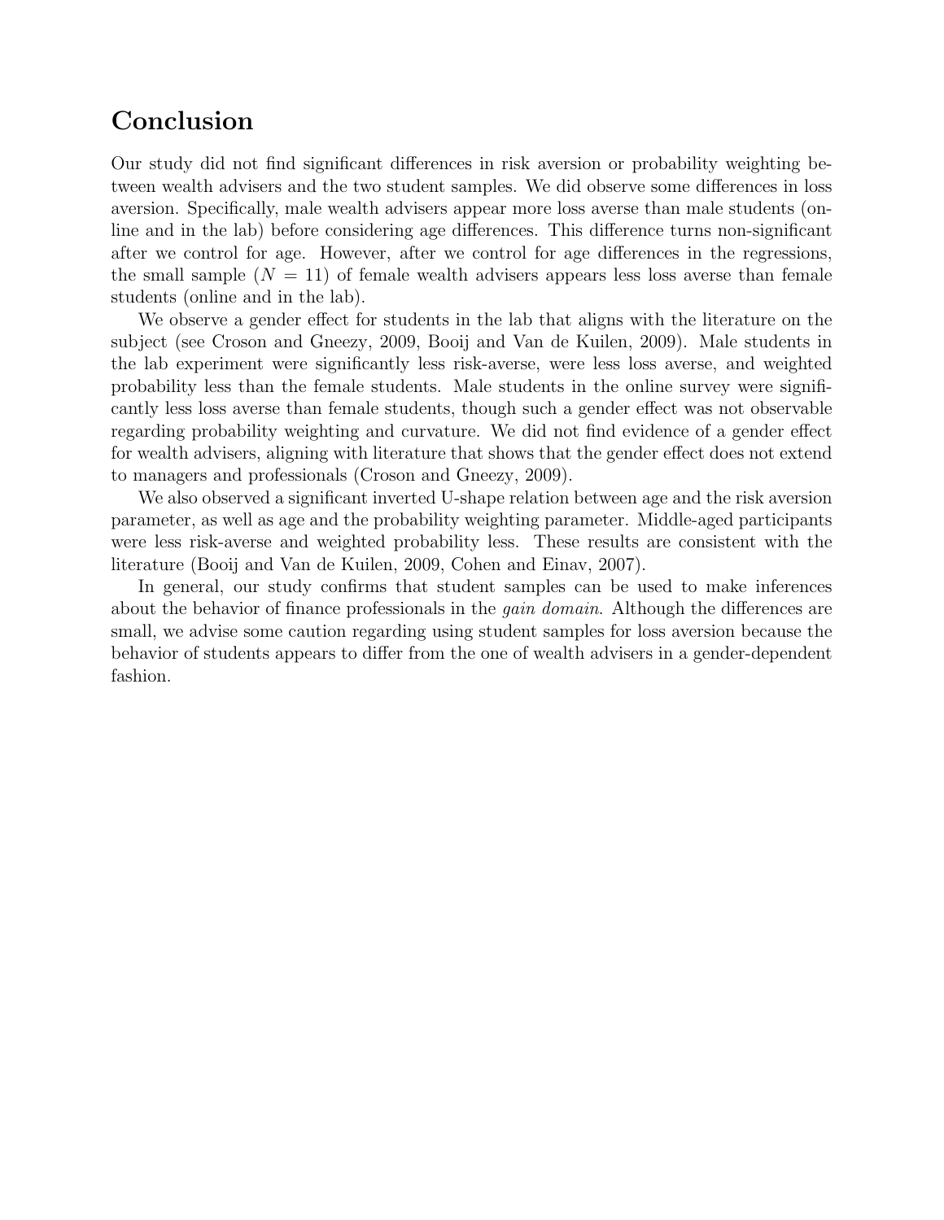## Conclusion

Our study did not find significant differences in risk aversion or probability weighting between wealth advisers and the two student samples. We did observe some differences in loss aversion. Specifically, male wealth advisers appear more loss averse than male students (online and in the lab) before considering age differences. This difference turns non-significant after we control for age. However, after we control for age differences in the regressions, the small sample ($N = 11$) of female wealth advisers appears less loss averse than female students (online and in the lab).

We observe a gender effect for students in the lab that aligns with the literature on the subject (see Croson and Gneezy, 2009, Booij and Van de Kuilen, 2009). Male students in the lab experiment were significantly less risk-averse, were less loss averse, and weighted probability less than the female students. Male students in the online survey were significantly less loss averse than female students, though such a gender effect was not observable regarding probability weighting and curvature. We did not find evidence of a gender effect for wealth advisers, aligning with literature that shows that the gender effect does not extend to managers and professionals (Croson and Gneezy, 2009).

We also observed a significant inverted U-shape relation between age and the risk aversion parameter, as well as age and the probability weighting parameter. Middle-aged participants were less risk-averse and weighted probability less. These results are consistent with the literature (Booij and Van de Kuilen, 2009, Cohen and Einav, 2007).

In general, our study confirms that student samples can be used to make inferences about the behavior of finance professionals in the *gain domain*. Although the differences are small, we advise some caution regarding using student samples for loss aversion because the behavior of students appears to differ from the one of wealth advisers in a gender-dependent fashion.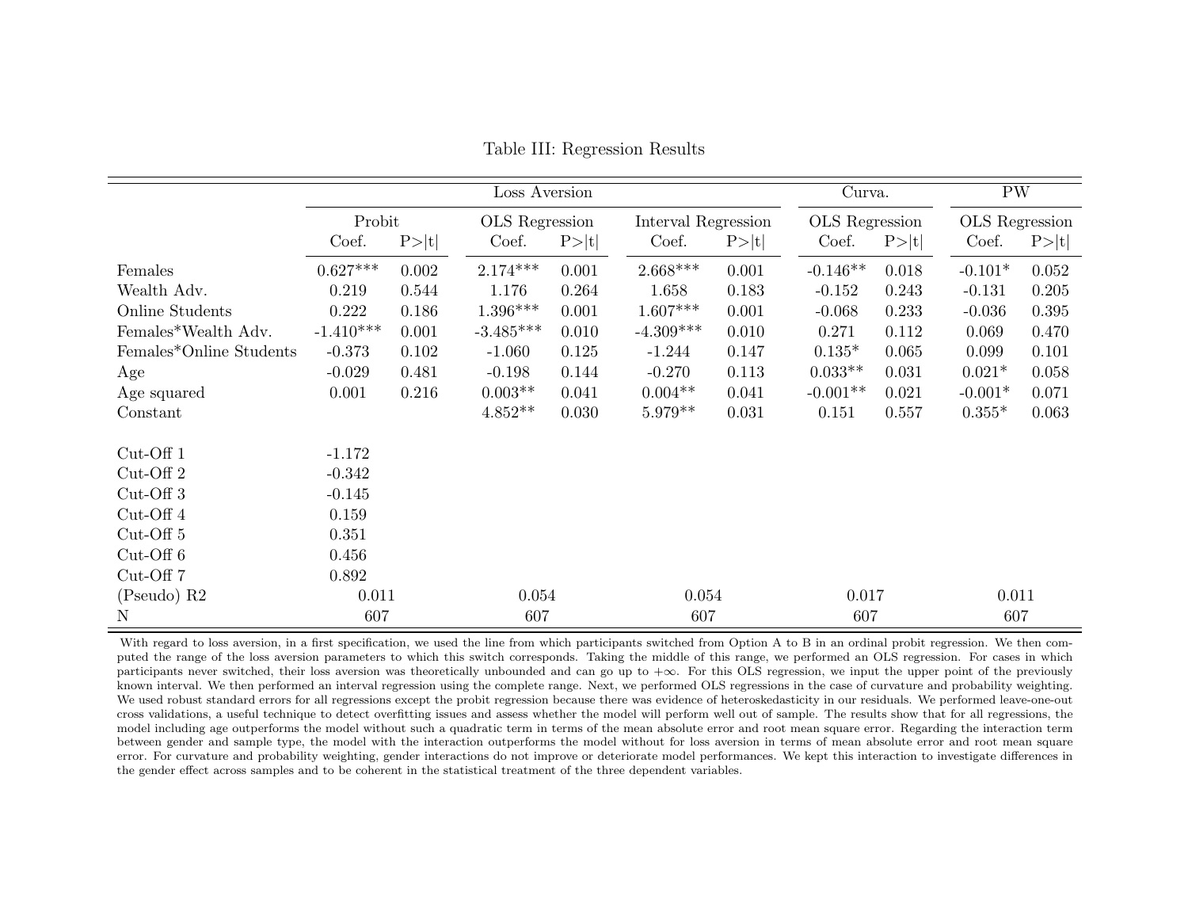Table III: Regression Results

| | Loss Aversion | | | | | | Curva. | | PW | |
|---|---|---|---|---|---|---|---|---|---|---|
| | Probit | | OLS Regression | | Interval Regression | | OLS Regression | | OLS Regression | |
| | Coef. | P>\|t\| | Coef. | P>\|t\| | Coef. | P>\|t\| | Coef. | P>\|t\| | Coef. | P>\|t\| |
| Females | 0.627*** | 0.002 | 2.174*** | 0.001 | 2.668*** | 0.001 | -0.146** | 0.018 | -0.101* | 0.052 |
| Wealth Adv. | 0.219 | 0.544 | 1.176 | 0.264 | 1.658 | 0.183 | -0.152 | 0.243 | -0.131 | 0.205 |
| Online Students | 0.222 | 0.186 | 1.396*** | 0.001 | 1.607*** | 0.001 | -0.068 | 0.233 | -0.036 | 0.395 |
| Females*Wealth Adv. | -1.410*** | 0.001 | -3.485*** | 0.010 | -4.309*** | 0.010 | 0.271 | 0.112 | 0.069 | 0.470 |
| Females*Online Students | -0.373 | 0.102 | -1.060 | 0.125 | -1.244 | 0.147 | 0.135* | 0.065 | 0.099 | 0.101 |
| Age | -0.029 | 0.481 | -0.198 | 0.144 | -0.270 | 0.113 | 0.033** | 0.031 | 0.021* | 0.058 |
| Age squared | 0.001 | 0.216 | 0.003** | 0.041 | 0.004** | 0.041 | -0.001** | 0.021 | -0.001* | 0.071 |
| Constant | | | 4.852** | 0.030 | 5.979** | 0.031 | 0.151 | 0.557 | 0.355* | 0.063 |
| Cut-Off 1 | -1.172 | | | | | | | | | |
| Cut-Off 2 | -0.342 | | | | | | | | | |
| Cut-Off 3 | -0.145 | | | | | | | | | |
| Cut-Off 4 | 0.159 | | | | | | | | | |
| Cut-Off 5 | 0.351 | | | | | | | | | |
| Cut-Off 6 | 0.456 | | | | | | | | | |
| Cut-Off 7 | 0.892 | | | | | | | | | |
| (Pseudo) R2 | 0.011 | | 0.054 | | 0.054 | | 0.017 | | 0.011 | |
| N | 607 | | 607 | | 607 | | 607 | | 607 | |

With regard to loss aversion, in a first specification, we used the line from which participants switched from Option A to B in an ordinal probit regression. We then computed the range of the loss aversion parameters to which this switch corresponds. Taking the middle of this range, we performed an OLS regression. For cases in which participants never switched, their loss aversion was theoretically unbounded and can go up to $+\infty$. For this OLS regression, we input the upper point of the previously known interval. We then performed an interval regression using the complete range. Next, we performed OLS regressions in the case of curvature and probability weighting. We used robust standard errors for all regressions except the probit regression because there was evidence of heteroskedasticity in our residuals. We performed leave-one-out cross validations, a useful technique to detect overfitting issues and assess whether the model will perform well out of sample. The results show that for all regressions, the model including age outperforms the model without such a quadratic term in terms of the mean absolute error and root mean square error. Regarding the interaction term between gender and sample type, the model with the interaction outperforms the model without for loss aversion in terms of mean absolute error and root mean square error. For curvature and probability weighting, gender interactions do not improve or deteriorate model performances. We kept this interaction to investigate differences in the gender effect across samples and to be coherent in the statistical treatment of the three dependent variables.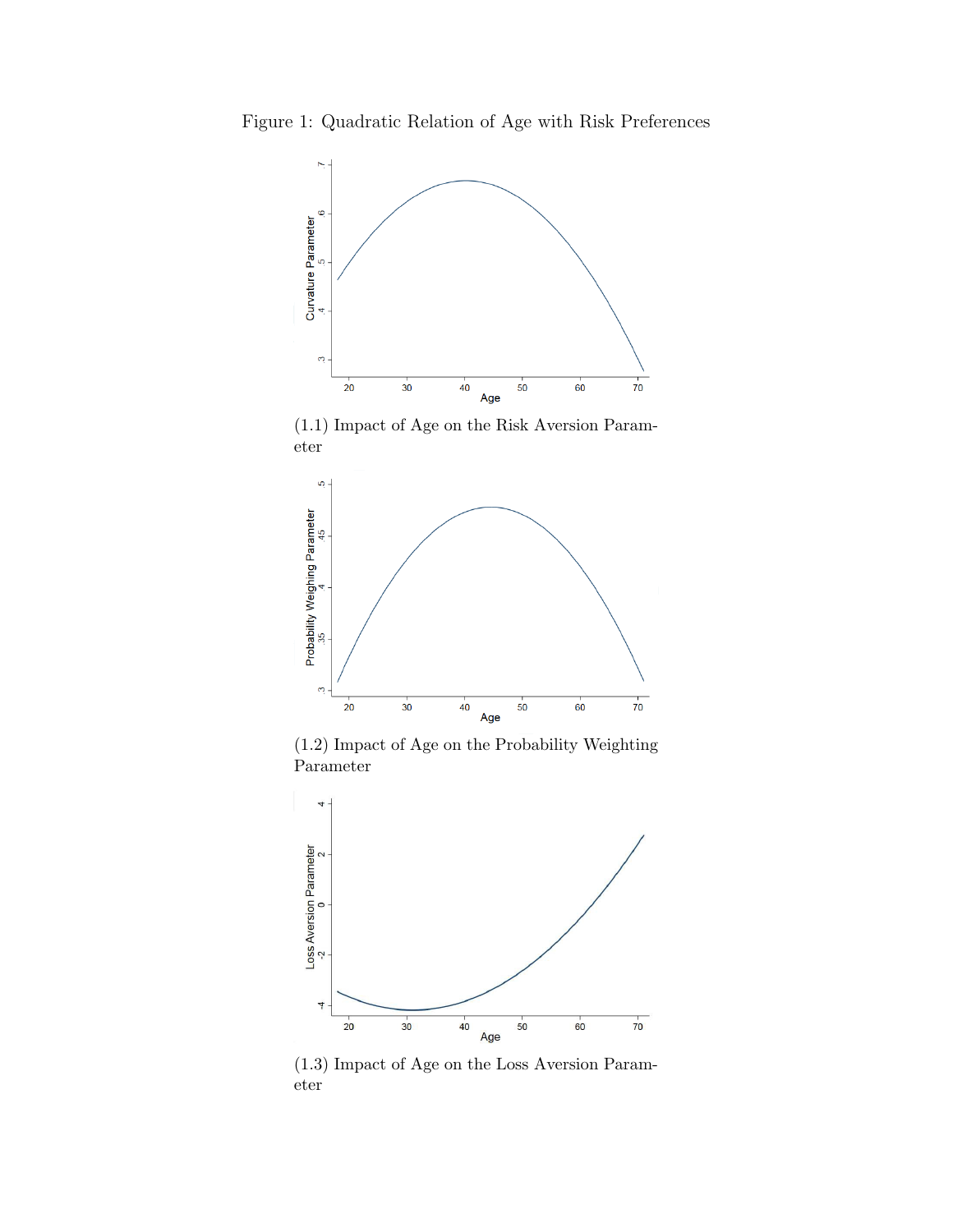Figure 1: Quadratic Relation of Age with Risk Preferences

(1.1) Impact of Age on the Risk Aversion Parameter

(1.2) Impact of Age on the Probability Weighting Parameter

(1.3) Impact of Age on the Loss Aversion Parameter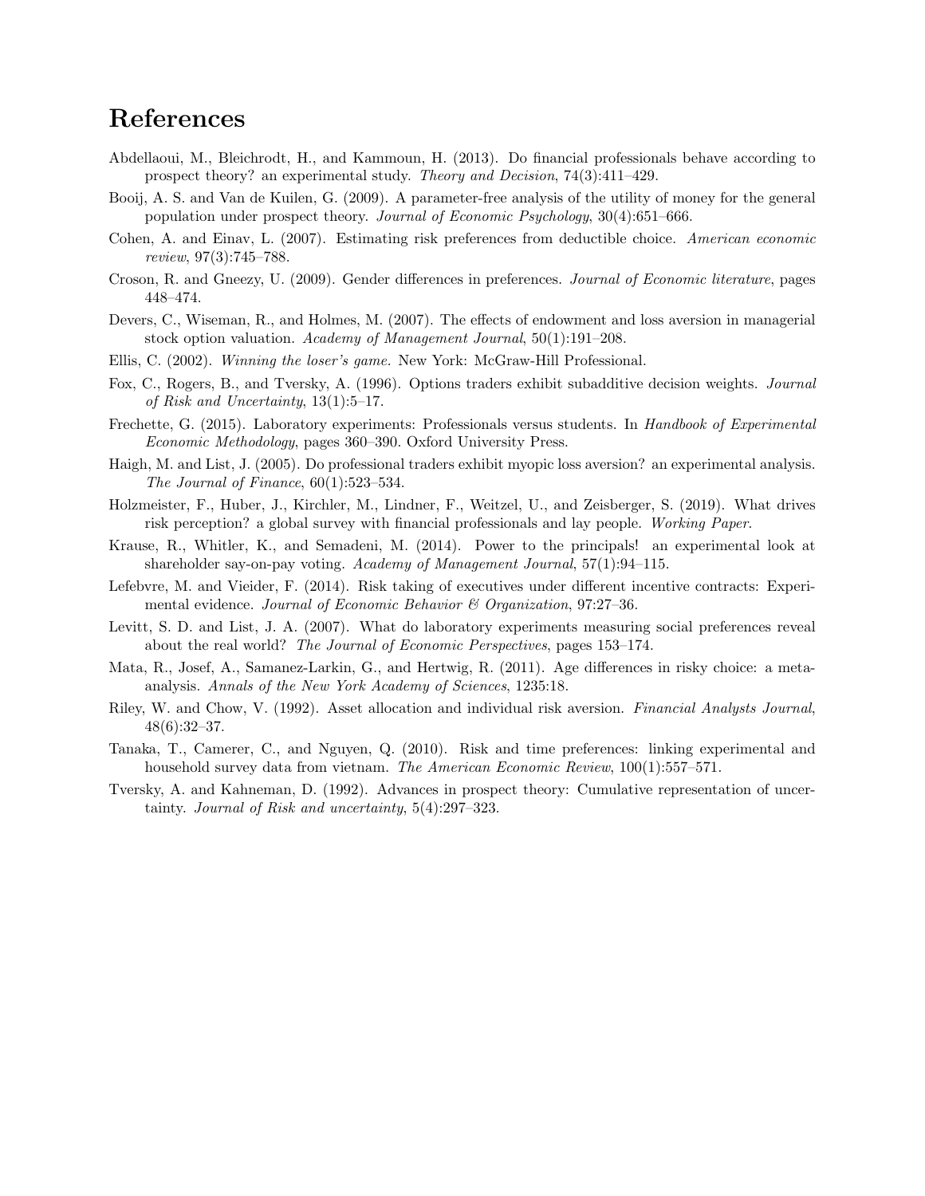# References

Abdellaoui, M., Bleichrodt, H., and Kammoun, H. (2013). Do financial professionals behave according to prospect theory? an experimental study. *Theory and Decision*, 74(3):411–429.

Booij, A. S. and Van de Kuilen, G. (2009). A parameter-free analysis of the utility of money for the general population under prospect theory. *Journal of Economic Psychology*, 30(4):651–666.

Cohen, A. and Einav, L. (2007). Estimating risk preferences from deductible choice. *American economic review*, 97(3):745–788.

Croson, R. and Gneezy, U. (2009). Gender differences in preferences. *Journal of Economic literature*, pages 448–474.

Devers, C., Wiseman, R., and Holmes, M. (2007). The effects of endowment and loss aversion in managerial stock option valuation. *Academy of Management Journal*, 50(1):191–208.

Ellis, C. (2002). *Winning the loser's game.* New York: McGraw-Hill Professional.

Fox, C., Rogers, B., and Tversky, A. (1996). Options traders exhibit subadditive decision weights. *Journal of Risk and Uncertainty*, 13(1):5–17.

Frechette, G. (2015). Laboratory experiments: Professionals versus students. In *Handbook of Experimental Economic Methodology*, pages 360–390. Oxford University Press.

Haigh, M. and List, J. (2005). Do professional traders exhibit myopic loss aversion? an experimental analysis. *The Journal of Finance*, 60(1):523–534.

Holzmeister, F., Huber, J., Kirchler, M., Lindner, F., Weitzel, U., and Zeisberger, S. (2019). What drives risk perception? a global survey with financial professionals and lay people. *Working Paper*.

Krause, R., Whitler, K., and Semadeni, M. (2014). Power to the principals! an experimental look at shareholder say-on-pay voting. *Academy of Management Journal*, 57(1):94–115.

Lefebvre, M. and Vieider, F. (2014). Risk taking of executives under different incentive contracts: Experimental evidence. *Journal of Economic Behavior & Organization*, 97:27–36.

Levitt, S. D. and List, J. A. (2007). What do laboratory experiments measuring social preferences reveal about the real world? *The Journal of Economic Perspectives*, pages 153–174.

Mata, R., Josef, A., Samanez-Larkin, G., and Hertwig, R. (2011). Age differences in risky choice: a meta-analysis. *Annals of the New York Academy of Sciences*, 1235:18.

Riley, W. and Chow, V. (1992). Asset allocation and individual risk aversion. *Financial Analysts Journal*, 48(6):32–37.

Tanaka, T., Camerer, C., and Nguyen, Q. (2010). Risk and time preferences: linking experimental and household survey data from vietnam. *The American Economic Review*, 100(1):557–571.

Tversky, A. and Kahneman, D. (1992). Advances in prospect theory: Cumulative representation of uncertainty. *Journal of Risk and uncertainty*, 5(4):297–323.